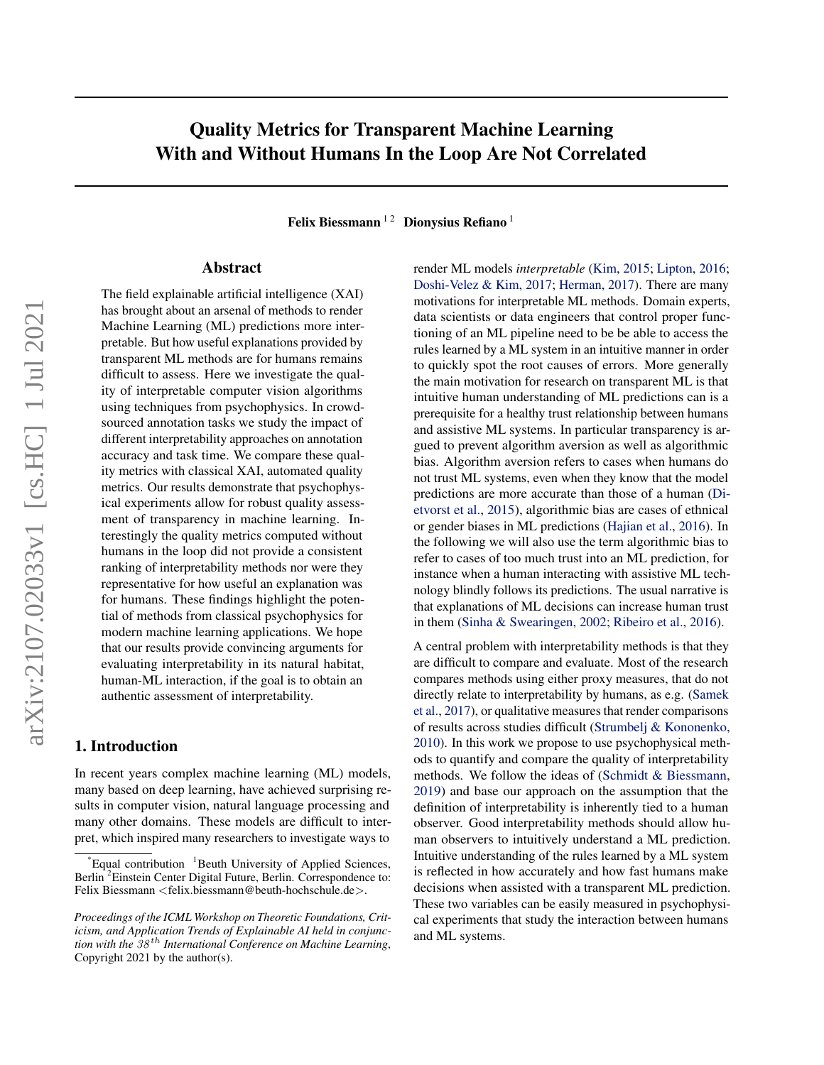# Quality Metrics for Transparent Machine Learning With and Without Humans In the Loop Are Not Correlated

**Felix Biessmann** [1,2] **Dionysius Refiano** [1]

## Abstract

The field explainable artificial intelligence (XAI) has brought about an arsenal of methods to render Machine Learning (ML) predictions more interpretable. But how useful explanations provided by transparent ML methods are for humans remains difficult to assess. Here we investigate the quality of interpretable computer vision algorithms using techniques from psychophysics. In crowdsourced annotation tasks we study the impact of different interpretability approaches on annotation accuracy and task time. We compare these quality metrics with classical XAI, automated quality metrics. Our results demonstrate that psychophysical experiments allow for robust quality assessment of transparency in machine learning. Interestingly the quality metrics computed without humans in the loop did not provide a consistent ranking of interpretability methods nor were they representative for how useful an explanation was for humans. These findings highlight the potential of methods from classical psychophysics for modern machine learning applications. We hope that our results provide convincing arguments for evaluating interpretability in its natural habitat, human-ML interaction, if the goal is to obtain an authentic assessment of interpretability.

## 1. Introduction

In recent years complex machine learning (ML) models, many based on deep learning, have achieved surprising results in computer vision, natural language processing and many other domains. These models are difficult to interpret, which inspired many researchers to investigate ways to render ML models *interpretable* (Kim, 2015; Lipton, 2016; Doshi-Velez & Kim, 2017; Herman, 2017). There are many motivations for interpretable ML methods. Domain experts, data scientists or data engineers that control proper functioning of an ML pipeline need to be be able to access the rules learned by a ML system in an intuitive manner in order to quickly spot the root causes of errors. More generally the main motivation for research on transparent ML is that intuitive human understanding of ML predictions can is a prerequisite for a healthy trust relationship between humans and assistive ML systems. In particular transparency is argued to prevent algorithm aversion as well as algorithmic bias. Algorithm aversion refers to cases when humans do not trust ML systems, even when they know that the model predictions are more accurate than those of a human (Dietvorst et al., 2015), algorithmic bias are cases of ethnical or gender biases in ML predictions (Hajian et al., 2016). In the following we will also use the term algorithmic bias to refer to cases of too much trust into an ML prediction, for instance when a human interacting with assistive ML technology blindly follows its predictions. The usual narrative is that explanations of ML decisions can increase human trust in them (Sinha & Swearingen, 2002; Ribeiro et al., 2016).

A central problem with interpretability methods is that they are difficult to compare and evaluate. Most of the research compares methods using either proxy measures, that do not directly relate to interpretability by humans, as e.g. (Samek et al., 2017), or qualitative measures that render comparisons of results across studies difficult (Strumbelj & Kononenko, 2010). In this work we propose to use psychophysical methods to quantify and compare the quality of interpretability methods. We follow the ideas of (Schmidt & Biessmann, 2019) and base our approach on the assumption that the definition of interpretability is inherently tied to a human observer. Good interpretability methods should allow human observers to intuitively understand a ML prediction. Intuitive understanding of the rules learned by a ML system is reflected in how accurately and how fast humans make decisions when assisted with a transparent ML prediction. These two variables can be easily measured in psychophysical experiments that study the interaction between humans and ML systems.

*Equal contribution [1]Beuth University of Applied Sciences, Berlin [2]Einstein Center Digital Future, Berlin. Correspondence to: Felix Biessmann <felix.biessmann@beuth-hochschule.de>.

*Proceedings of the ICML Workshop on Theoretic Foundations, Criticism, and Application Trends of Explainable AI held in conjunction with the $38^{th}$ International Conference on Machine Learning*, Copyright 2021 by the author(s).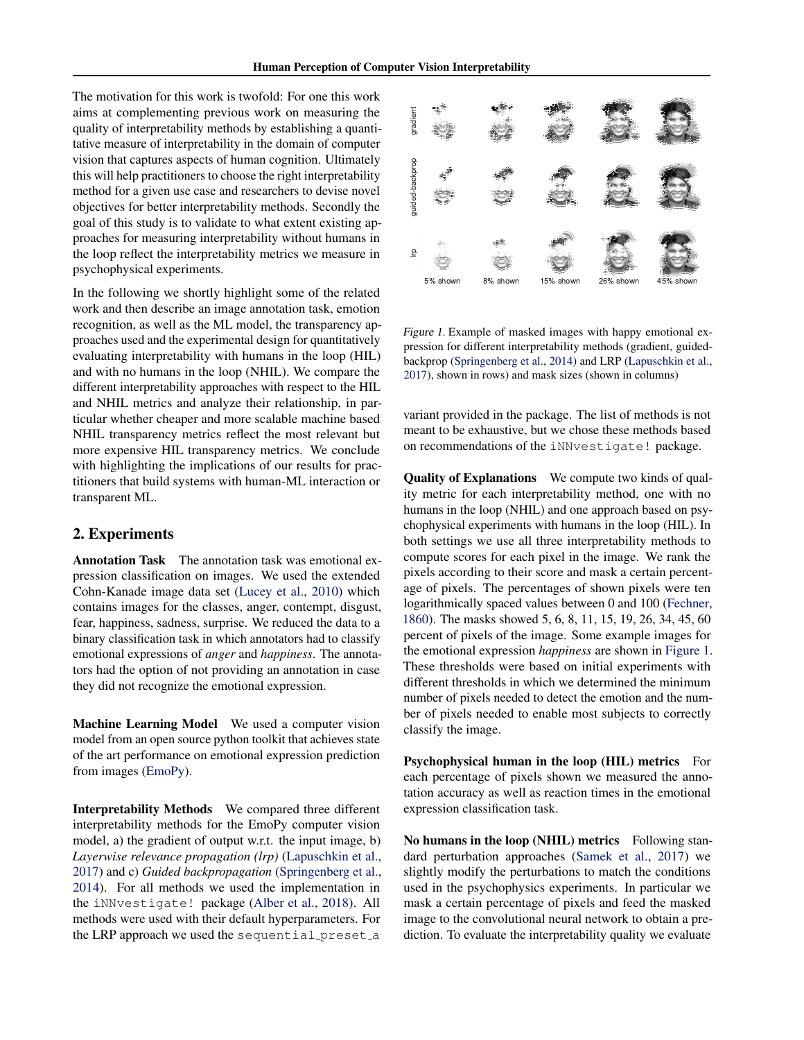The motivation for this work is twofold: For one this work aims at complementing previous work on measuring the quality of interpretability methods by establishing a quantitative measure of interpretability in the domain of computer vision that captures aspects of human cognition. Ultimately this will help practitioners to choose the right interpretability method for a given use case and researchers to devise novel objectives for better interpretability methods. Secondly the goal of this study is to validate to what extent existing approaches for measuring interpretability without humans in the loop reflect the interpretability metrics we measure in psychophysical experiments.

In the following we shortly highlight some of the related work and then describe an image annotation task, emotion recognition, as well as the ML model, the transparency approaches used and the experimental design for quantitatively evaluating interpretability with humans in the loop (HIL) and with no humans in the loop (NHIL). We compare the different interpretability approaches with respect to the HIL and NHIL metrics and analyze their relationship, in particular whether cheaper and more scalable machine based NHIL transparency metrics reflect the most relevant but more expensive HIL transparency metrics. We conclude with highlighting the implications of our results for practitioners that build systems with human-ML interaction or transparent ML.

## 2. Experiments

**Annotation Task** The annotation task was emotional expression classification on images. We used the extended Cohn-Kanade image data set (Lucey et al., 2010) which contains images for the classes, anger, contempt, disgust, fear, happiness, sadness, surprise. We reduced the data to a binary classification task in which annotators had to classify emotional expressions of *anger* and *happiness*. The annotators had the option of not providing an annotation in case they did not recognize the emotional expression.

**Machine Learning Model** We used a computer vision model from an open source python toolkit that achieves state of the art performance on emotional expression prediction from images (EmoPy).

**Interpretability Methods** We compared three different interpretability methods for the EmoPy computer vision model, a) the gradient of output w.r.t. the input image, b) *Layerwise relevance propagation (lrp)* (Lapuschkin et al., 2017) and c) *Guided backpropagation* (Springenberg et al., 2014). For all methods we used the implementation in the `iNNvestigate!` package (Alber et al., 2018). All methods were used with their default hyperparameters. For the LRP approach we used the `sequential_preset_a` variant provided in the package. The list of methods is not meant to be exhaustive, but we chose these methods based on recommendations of the `iNNvestigate!` package.

Figure 1. Example of masked images with happy emotional expression for different interpretability methods (gradient, guided-backprop (Springenberg et al., 2014) and LRP (Lapuschkin et al., 2017), shown in rows) and mask sizes (shown in columns)

**Quality of Explanations** We compute two kinds of quality metric for each interpretability method, one with no humans in the loop (NHIL) and one approach based on psychophysical experiments with humans in the loop (HIL). In both settings we use all three interpretability methods to compute scores for each pixel in the image. We rank the pixels according to their score and mask a certain percentage of pixels. The percentages of shown pixels were ten logarithmically spaced values between 0 and 100 (Fechner, 1860). The masks showed 5, 6, 8, 11, 15, 19, 26, 34, 45, 60 percent of pixels of the image. Some example images for the emotional expression *happiness* are shown in Figure 1. These thresholds were based on initial experiments with different thresholds in which we determined the minimum number of pixels needed to detect the emotion and the number of pixels needed to enable most subjects to correctly classify the image.

**Psychophysical human in the loop (HIL) metrics** For each percentage of pixels shown we measured the annotation accuracy as well as reaction times in the emotional expression classification task.

**No humans in the loop (NHIL) metrics** Following standard perturbation approaches (Samek et al., 2017) we slightly modify the perturbations to match the conditions used in the psychophysics experiments. In particular we mask a certain percentage of pixels and feed the masked image to the convolutional neural network to obtain a prediction. To evaluate the interpretability quality we evaluate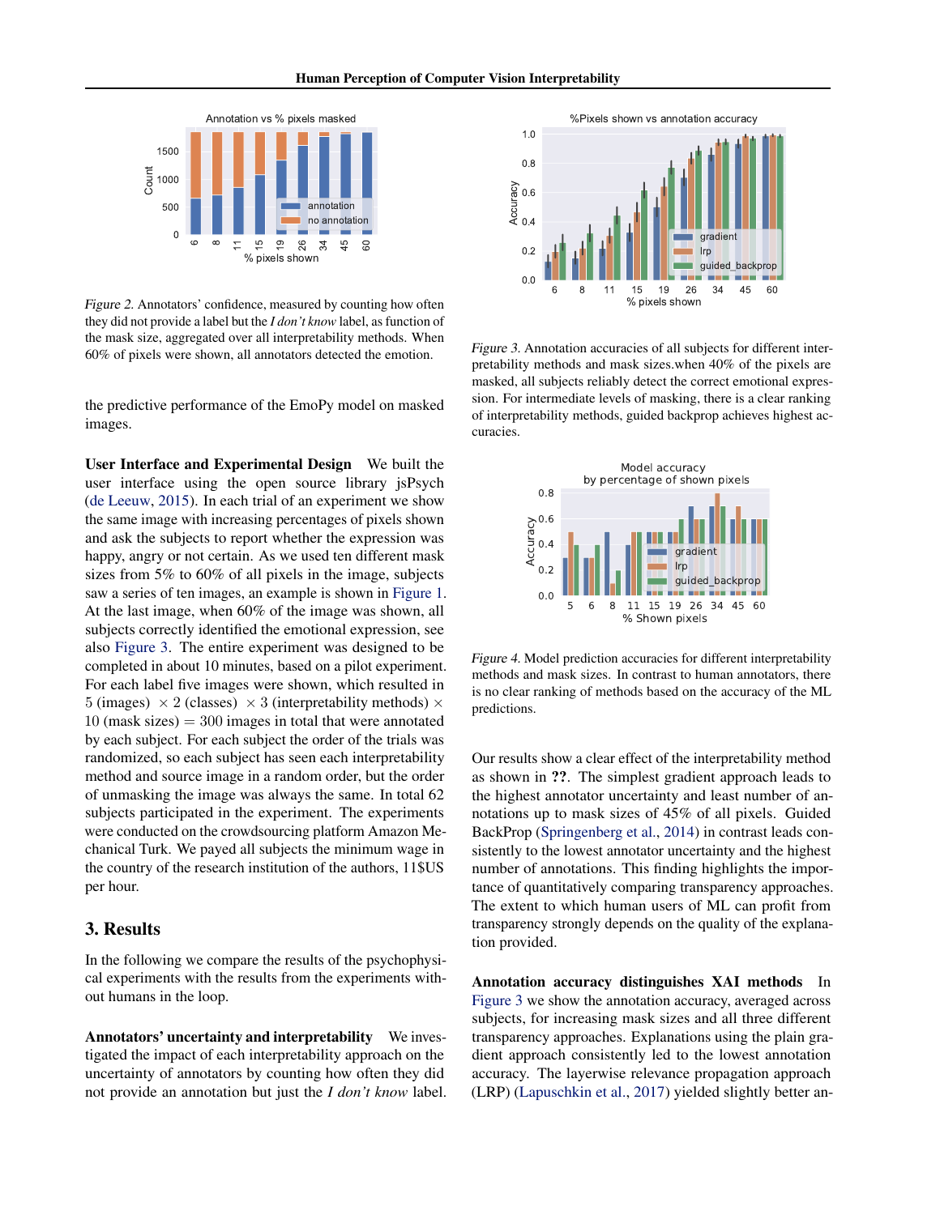Figure 2. Annotators' confidence, measured by counting how often they did not provide a label but the *I don't know* label, as function of the mask size, aggregated over all interpretability methods. When 60% of pixels were shown, all annotators detected the emotion.

Figure 3. Annotation accuracies of all subjects for different interpretability methods and mask sizes.when 40% of the pixels are masked, all subjects reliably detect the correct emotional expression. For intermediate levels of masking, there is a clear ranking of interpretability methods, guided backprop achieves highest accuracies.

Figure 4. Model prediction accuracies for different interpretability methods and mask sizes. In contrast to human annotators, there is no clear ranking of methods based on the accuracy of the ML predictions.

the predictive performance of the EmoPy model on masked images.

**User Interface and Experimental Design** We built the user interface using the open source library jsPsych (de Leeuw, 2015). In each trial of an experiment we show the same image with increasing percentages of pixels shown and ask the subjects to report whether the expression was happy, angry or not certain. As we used ten different mask sizes from 5% to 60% of all pixels in the image, subjects saw a series of ten images, an example is shown in Figure 1. At the last image, when 60% of the image was shown, all subjects correctly identified the emotional expression, see also Figure 3. The entire experiment was designed to be completed in about 10 minutes, based on a pilot experiment. For each label five images were shown, which resulted in $5$ (images) $\times\ 2$ (classes) $\times\ 3$ (interpretability methods) $\times$ $10$ (mask sizes) $= 300$ images in total that were annotated by each subject. For each subject the order of the trials was randomized, so each subject has seen each interpretability method and source image in a random order, but the order of unmasking the image was always the same. In total 62 subjects participated in the experiment. The experiments were conducted on the crowdsourcing platform Amazon Mechanical Turk. We payed all subjects the minimum wage in the country of the research institution of the authors, 11$US per hour.

## 3. Results

In the following we compare the results of the psychophysical experiments with the results from the experiments without humans in the loop.

**Annotators' uncertainty and interpretability** We investigated the impact of each interpretability approach on the uncertainty of annotators by counting how often they did not provide an annotation but just the *I don't know* label. Our results show a clear effect of the interpretability method as shown in **??**. The simplest gradient approach leads to the highest annotator uncertainty and least number of annotations up to mask sizes of 45% of all pixels. Guided BackProp (Springenberg et al., 2014) in contrast leads consistently to the lowest annotator uncertainty and the highest number of annotations. This finding highlights the importance of quantitatively comparing transparency approaches. The extent to which human users of ML can profit from transparency strongly depends on the quality of the explanation provided.

**Annotation accuracy distinguishes XAI methods** In Figure 3 we show the annotation accuracy, averaged across subjects, for increasing mask sizes and all three different transparency approaches. Explanations using the plain gradient approach consistently led to the lowest annotation accuracy. The layerwise relevance propagation approach (LRP) (Lapuschkin et al., 2017) yielded slightly better an-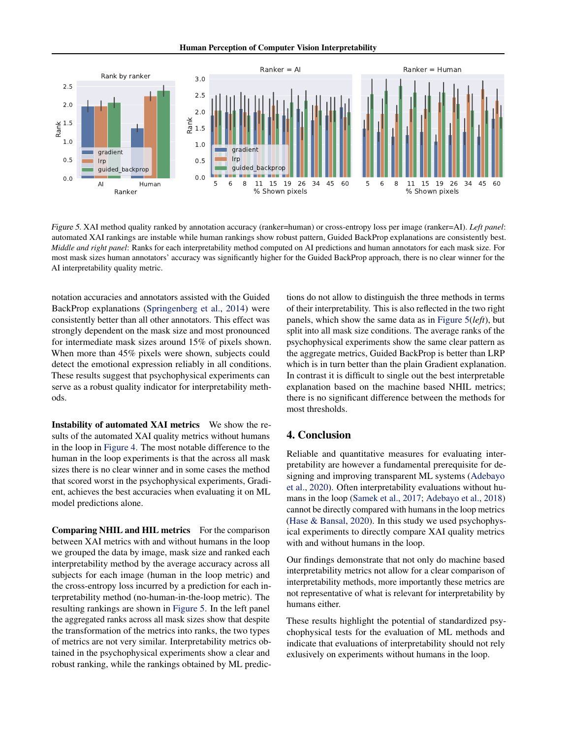*Figure 5.* XAI method quality ranked by annotation accuracy (ranker=human) or cross-entropy loss per image (ranker=AI). *Left panel*: automated XAI rankings are instable while human rankings show robust pattern, Guided BackProp explanations are consistently best. *Middle and right panel*: Ranks for each interpretability method computed on AI predictions and human annotators for each mask size. For most mask sizes human annotators' accuracy was significantly higher for the Guided BackProp approach, there is no clear winner for the AI interpretability quality metric.

notation accuracies and annotators assisted with the Guided BackProp explanations (Springenberg et al., 2014) were consistently better than all other annotators. This effect was strongly dependent on the mask size and most pronounced for intermediate mask sizes around 15% of pixels shown. When more than 45% pixels were shown, subjects could detect the emotional expression reliably in all conditions. These results suggest that psychophysical experiments can serve as a robust quality indicator for interpretability methods.

**Instability of automated XAI metrics** We show the results of the automated XAI quality metrics without humans in the loop in Figure 4. The most notable difference to the human in the loop experiments is that the across all mask sizes there is no clear winner and in some cases the method that scored worst in the psychophysical experiments, Gradient, achieves the best accuracies when evaluating it on ML model predictions alone.

**Comparing NHIL and HIL metrics** For the comparison between XAI metrics with and without humans in the loop we grouped the data by image, mask size and ranked each interpretability method by the average accuracy across all subjects for each image (human in the loop metric) and the cross-entropy loss incurred by a prediction for each interpretability method (no-human-in-the-loop metric). The resulting rankings are shown in Figure 5. In the left panel the aggregated ranks across all mask sizes show that despite the transformation of the metrics into ranks, the two types of metrics are not very similar. Interpretability metrics obtained in the psychophysical experiments show a clear and robust ranking, while the rankings obtained by ML predictions do not allow to distinguish the three methods in terms of their interpretability. This is also reflected in the two right panels, which show the same data as in Figure 5(*left*), but split into all mask size conditions. The average ranks of the psychophysical experiments show the same clear pattern as the aggregate metrics, Guided BackProp is better than LRP which is in turn better than the plain Gradient explanation. In contrast it is difficult to single out the best interpretable explanation based on the machine based NHIL metrics; there is no significant difference between the methods for most thresholds.

## 4. Conclusion

Reliable and quantitative measures for evaluating interpretability are however a fundamental prerequisite for designing and improving transparent ML systems (Adebayo et al., 2020). Often interpretability evaluations without humans in the loop (Samek et al., 2017; Adebayo et al., 2018) cannot be directly compared with humans in the loop metrics (Hase & Bansal, 2020). In this study we used psychophysical experiments to directly compare XAI quality metrics with and without humans in the loop.

Our findings demonstrate that not only do machine based interpretability metrics not allow for a clear comparison of interpretability methods, more importantly these metrics are not representative of what is relevant for interpretability by humans either.

These results highlight the potential of standardized psychophysical tests for the evaluation of ML methods and indicate that evaluations of interpretability should not rely exlusively on experiments without humans in the loop.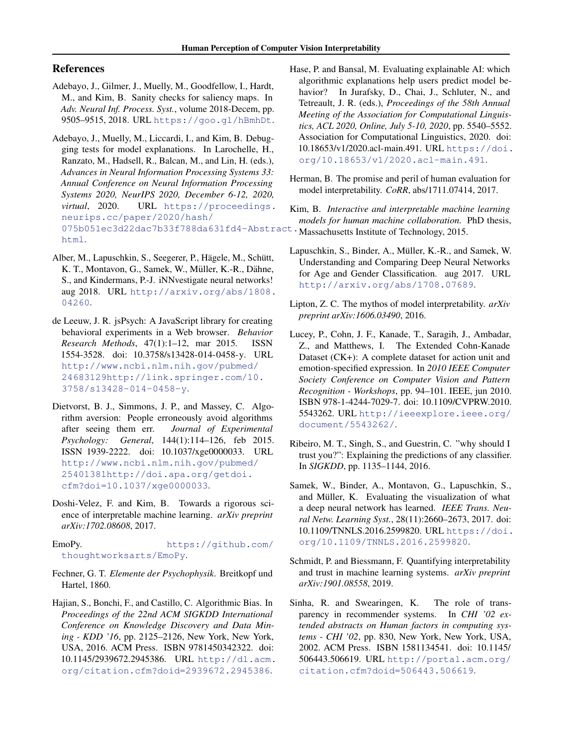## References

Adebayo, J., Gilmer, J., Muelly, M., Goodfellow, I., Hardt, M., and Kim, B. Sanity checks for saliency maps. In *Adv. Neural Inf. Process. Syst.*, volume 2018-Decem, pp. 9505–9515, 2018. URL https://goo.gl/hBmhDt.

Adebayo, J., Muelly, M., Liccardi, I., and Kim, B. Debugging tests for model explanations. In Larochelle, H., Ranzato, M., Hadsell, R., Balcan, M., and Lin, H. (eds.), *Advances in Neural Information Processing Systems 33: Annual Conference on Neural Information Processing Systems 2020, NeurIPS 2020, December 6-12, 2020, virtual*, 2020. URL https://proceedings.neurips.cc/paper/2020/hash/075b051ec3d22dac7b33f788da631fd4-Abstract.html.

Alber, M., Lapuschkin, S., Seegerer, P., Hägele, M., Schütt, K. T., Montavon, G., Samek, W., Müller, K.-R., Dähne, S., and Kindermans, P.-J. iNNvestigate neural networks! aug 2018. URL http://arxiv.org/abs/1808.04260.

de Leeuw, J. R. jsPsych: A JavaScript library for creating behavioral experiments in a Web browser. *Behavior Research Methods*, 47(1):1–12, mar 2015. ISSN 1554-3528. doi: 10.3758/s13428-014-0458-y. URL http://www.ncbi.nlm.nih.gov/pubmed/24683129http://link.springer.com/10.3758/s13428-014-0458-y.

Dietvorst, B. J., Simmons, J. P., and Massey, C. Algorithm aversion: People erroneously avoid algorithms after seeing them err. *Journal of Experimental Psychology: General*, 144(1):114–126, feb 2015. ISSN 1939-2222. doi: 10.1037/xge0000033. URL http://www.ncbi.nlm.nih.gov/pubmed/25401381http://doi.apa.org/getdoi.cfm?doi=10.1037/xge0000033.

Doshi-Velez, F. and Kim, B. Towards a rigorous science of interpretable machine learning. *arXiv preprint arXiv:1702.08608*, 2017.

EmoPy. https://github.com/thoughtworksarts/EmoPy.

Fechner, G. T. *Elemente der Psychophysik*. Breitkopf und Hartel, 1860.

Hajian, S., Bonchi, F., and Castillo, C. Algorithmic Bias. In *Proceedings of the 22nd ACM SIGKDD International Conference on Knowledge Discovery and Data Mining - KDD '16*, pp. 2125–2126, New York, New York, USA, 2016. ACM Press. ISBN 9781450342322. doi: 10.1145/2939672.2945386. URL http://dl.acm.org/citation.cfm?doid=2939672.2945386.

Hase, P. and Bansal, M. Evaluating explainable AI: which algorithmic explanations help users predict model behavior? In Jurafsky, D., Chai, J., Schluter, N., and Tetreault, J. R. (eds.), *Proceedings of the 58th Annual Meeting of the Association for Computational Linguistics, ACL 2020, Online, July 5-10, 2020*, pp. 5540–5552. Association for Computational Linguistics, 2020. doi: 10.18653/v1/2020.acl-main.491. URL https://doi.org/10.18653/v1/2020.acl-main.491.

Herman, B. The promise and peril of human evaluation for model interpretability. *CoRR*, abs/1711.07414, 2017.

Kim, B. *Interactive and interpretable machine learning models for human machine collaboration.* PhD thesis, Massachusetts Institute of Technology, 2015.

Lapuschkin, S., Binder, A., Müller, K.-R., and Samek, W. Understanding and Comparing Deep Neural Networks for Age and Gender Classification. aug 2017. URL http://arxiv.org/abs/1708.07689.

Lipton, Z. C. The mythos of model interpretability. *arXiv preprint arXiv:1606.03490*, 2016.

Lucey, P., Cohn, J. F., Kanade, T., Saragih, J., Ambadar, Z., and Matthews, I. The Extended Cohn-Kanade Dataset (CK+): A complete dataset for action unit and emotion-specified expression. In *2010 IEEE Computer Society Conference on Computer Vision and Pattern Recognition - Workshops*, pp. 94–101. IEEE, jun 2010. ISBN 978-1-4244-7029-7. doi: 10.1109/CVPRW.2010.5543262. URL http://ieeexplore.ieee.org/document/5543262/.

Ribeiro, M. T., Singh, S., and Guestrin, C. "why should I trust you?": Explaining the predictions of any classifier. In *SIGKDD*, pp. 1135–1144, 2016.

Samek, W., Binder, A., Montavon, G., Lapuschkin, S., and Müller, K. Evaluating the visualization of what a deep neural network has learned. *IEEE Trans. Neural Netw. Learning Syst.*, 28(11):2660–2673, 2017. doi: 10.1109/TNNLS.2016.2599820. URL https://doi.org/10.1109/TNNLS.2016.2599820.

Schmidt, P. and Biessmann, F. Quantifying interpretability and trust in machine learning systems. *arXiv preprint arXiv:1901.08558*, 2019.

Sinha, R. and Swearingen, K. The role of transparency in recommender systems. In *CHI '02 extended abstracts on Human factors in computing systems - CHI '02*, pp. 830, New York, New York, USA, 2002. ACM Press. ISBN 1581134541. doi: 10.1145/506443.506619. URL http://portal.acm.org/citation.cfm?doid=506443.506619.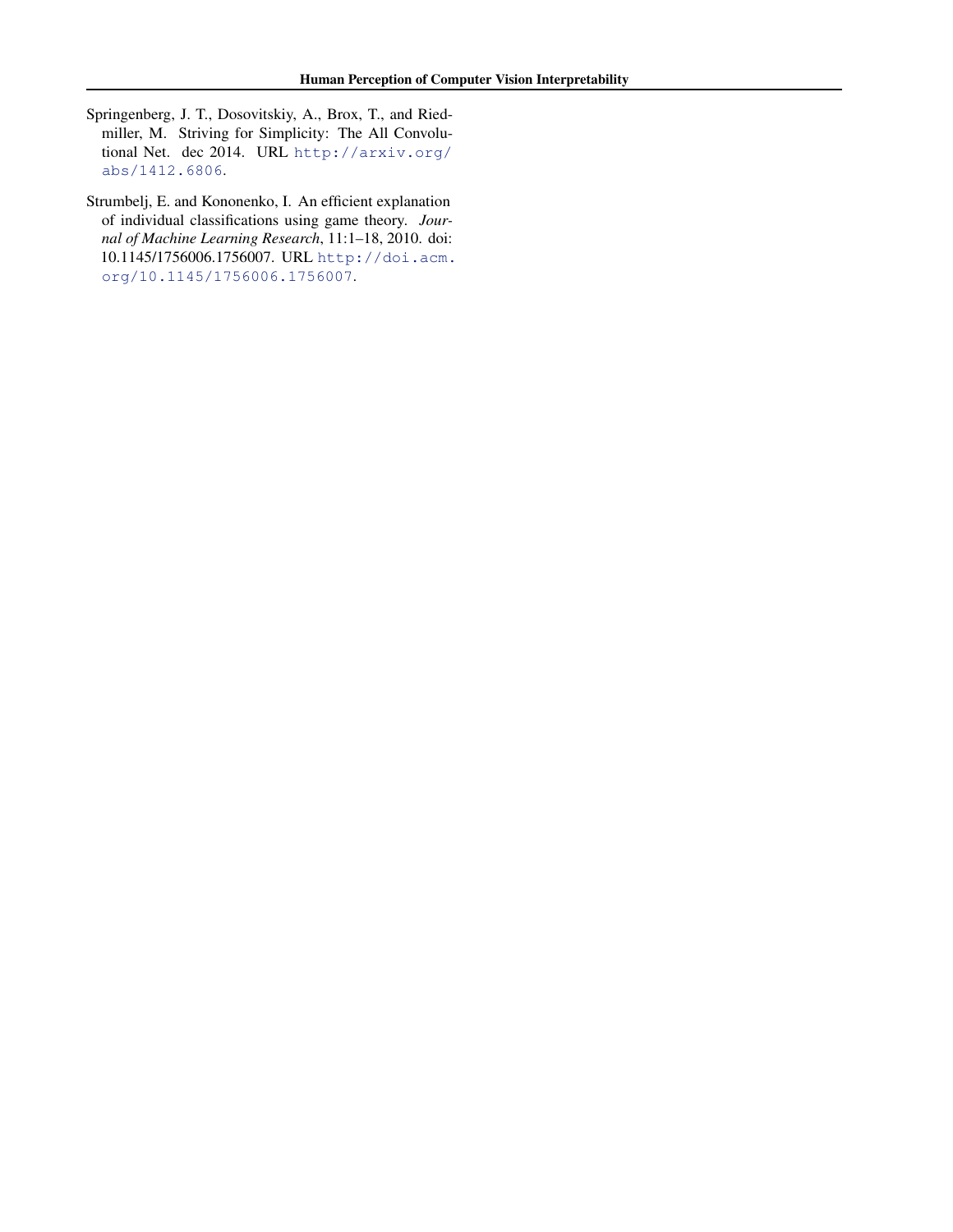Springenberg, J. T., Dosovitskiy, A., Brox, T., and Riedmiller, M. Striving for Simplicity: The All Convolutional Net. dec 2014. URL http://arxiv.org/abs/1412.6806.

Strumbelj, E. and Kononenko, I. An efficient explanation of individual classifications using game theory. *Journal of Machine Learning Research*, 11:1–18, 2010. doi: 10.1145/1756006.1756007. URL http://doi.acm.org/10.1145/1756006.1756007.